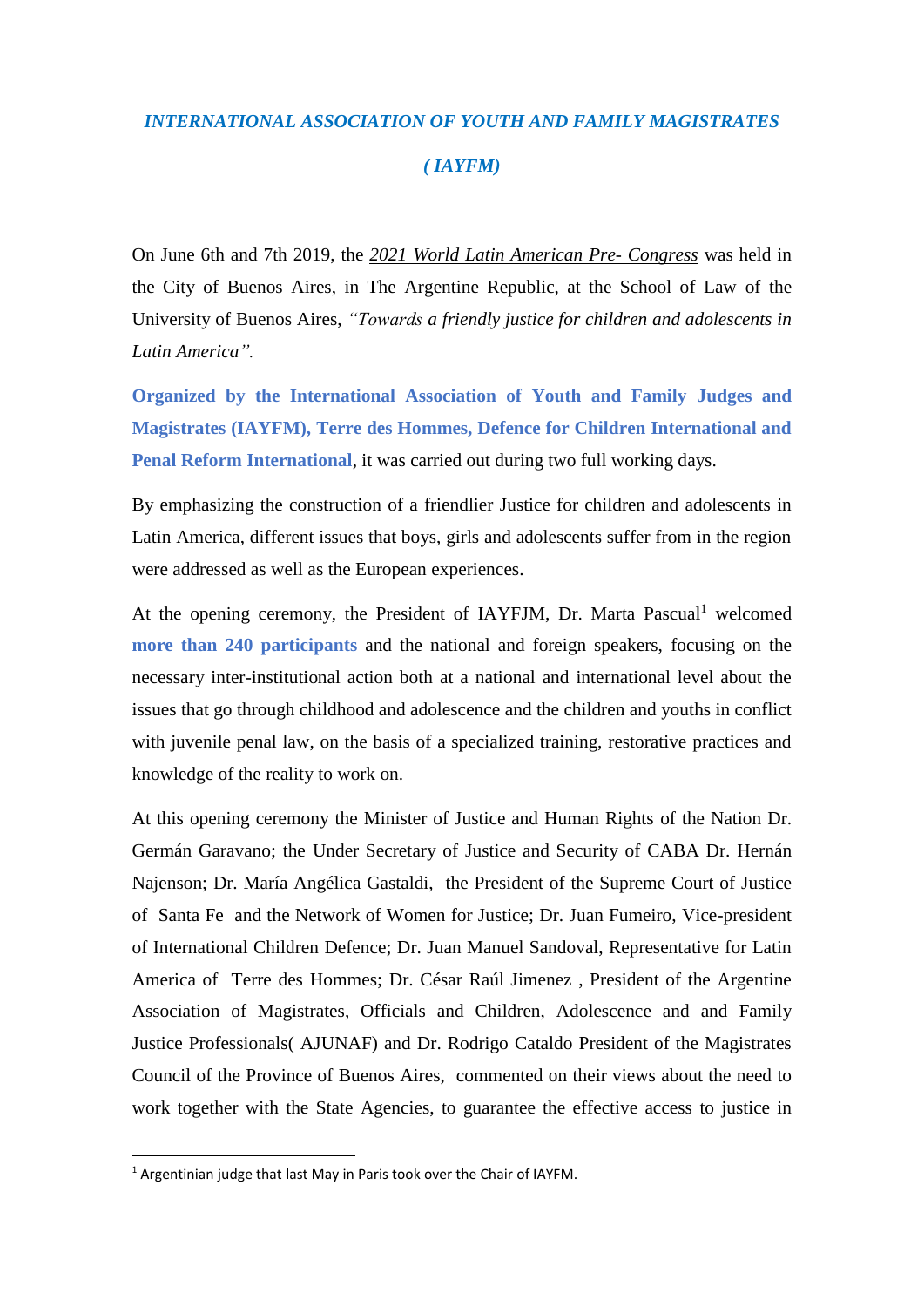# *INTERNATIONAL ASSOCIATION OF YOUTH AND FAMILY MAGISTRATES*

## *( IAYFM)*

On June 6th and 7th 2019, the *2021 World Latin American Pre- Congress* was held in the City of Buenos Aires, in The Argentine Republic, at the School of Law of the University of Buenos Aires, *"Towards a friendly justice for children and adolescents in Latin America".*

**Organized by the International Association of Youth and Family Judges and Magistrates (IAYFM), Terre des Hommes, Defence for Children International and Penal Reform International**, it was carried out during two full working days.

By emphasizing the construction of a friendlier Justice for children and adolescents in Latin America, different issues that boys, girls and adolescents suffer from in the region were addressed as well as the European experiences.

At the opening ceremony, the President of IAYFJM, Dr. Marta Pascual[1] welcomed **more than 240 participants** and the national and foreign speakers, focusing on the necessary inter-institutional action both at a national and international level about the issues that go through childhood and adolescence and the children and youths in conflict with juvenile penal law, on the basis of a specialized training, restorative practices and knowledge of the reality to work on.

At this opening ceremony the Minister of Justice and Human Rights of the Nation Dr. Germán Garavano; the Under Secretary of Justice and Security of CABA Dr. Hernán Najenson; Dr. María Angélica Gastaldi, the President of the Supreme Court of Justice of Santa Fe and the Network of Women for Justice; Dr. Juan Fumeiro, Vice-president of International Children Defence; Dr. Juan Manuel Sandoval, Representative for Latin America of Terre des Hommes; Dr. César Raúl Jimenez , President of the Argentine Association of Magistrates, Officials and Children, Adolescence and and Family Justice Professionals( AJUNAF) and Dr. Rodrigo Cataldo President of the Magistrates Council of the Province of Buenos Aires, commented on their views about the need to work together with the State Agencies, to guarantee the effective access to justice in

[1] Argentinian judge that last May in Paris took over the Chair of IAYFM.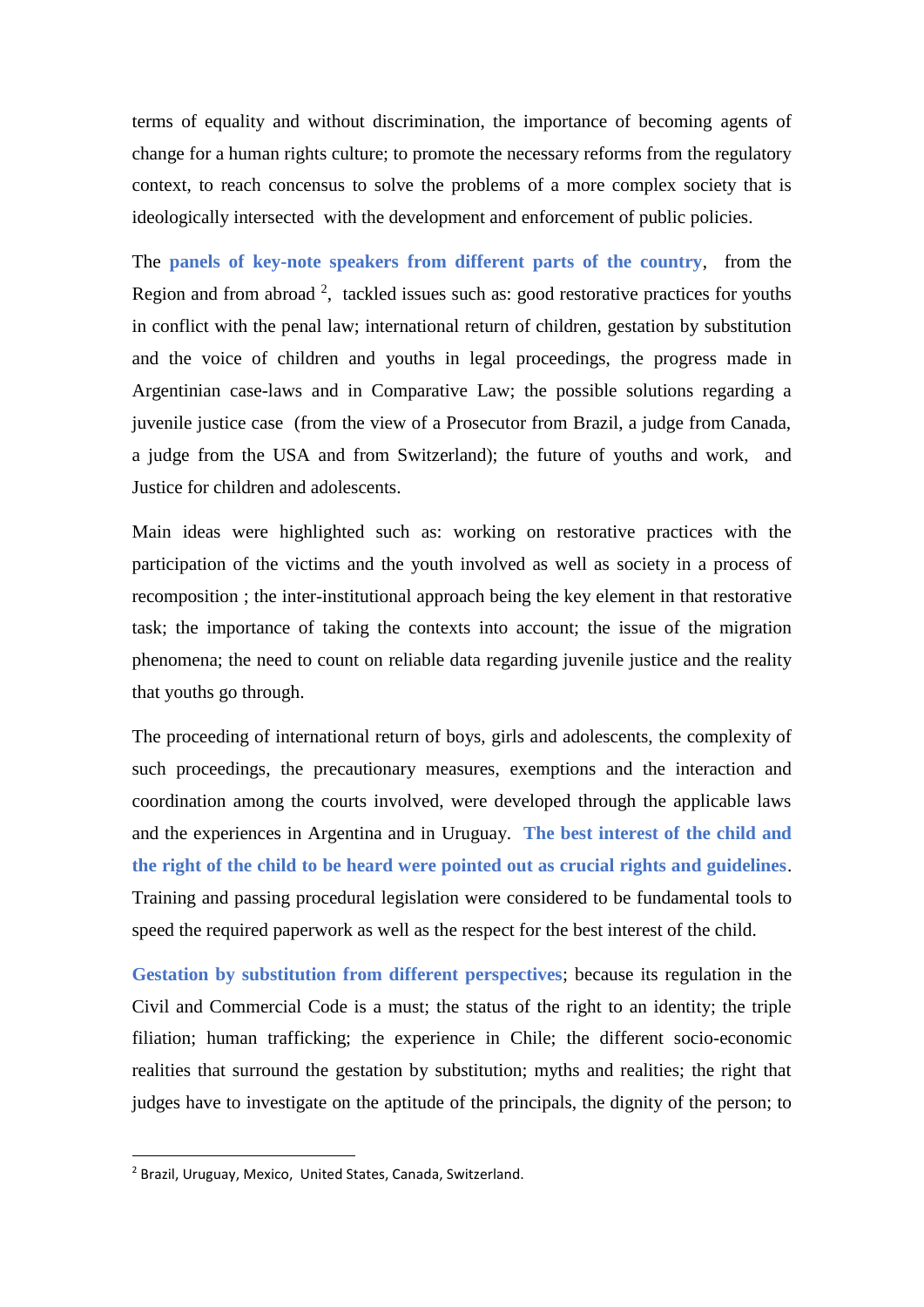terms of equality and without discrimination, the importance of becoming agents of change for a human rights culture; to promote the necessary reforms from the regulatory context, to reach concensus to solve the problems of a more complex society that is ideologically intersected with the development and enforcement of public policies.

The **panels of key-note speakers from different parts of the country**, from the Region and from abroad [2], tackled issues such as: good restorative practices for youths in conflict with the penal law; international return of children, gestation by substitution and the voice of children and youths in legal proceedings, the progress made in Argentinian case-laws and in Comparative Law; the possible solutions regarding a juvenile justice case (from the view of a Prosecutor from Brazil, a judge from Canada, a judge from the USA and from Switzerland); the future of youths and work, and Justice for children and adolescents.

Main ideas were highlighted such as: working on restorative practices with the participation of the victims and the youth involved as well as society in a process of recomposition ; the inter-institutional approach being the key element in that restorative task; the importance of taking the contexts into account; the issue of the migration phenomena; the need to count on reliable data regarding juvenile justice and the reality that youths go through.

The proceeding of international return of boys, girls and adolescents, the complexity of such proceedings, the precautionary measures, exemptions and the interaction and coordination among the courts involved, were developed through the applicable laws and the experiences in Argentina and in Uruguay. **The best interest of the child and the right of the child to be heard were pointed out as crucial rights and guidelines**. Training and passing procedural legislation were considered to be fundamental tools to speed the required paperwork as well as the respect for the best interest of the child.

**Gestation by substitution from different perspectives**; because its regulation in the Civil and Commercial Code is a must; the status of the right to an identity; the triple filiation; human trafficking; the experience in Chile; the different socio-economic realities that surround the gestation by substitution; myths and realities; the right that judges have to investigate on the aptitude of the principals, the dignity of the person; to

---

[2] Brazil, Uruguay, Mexico, United States, Canada, Switzerland.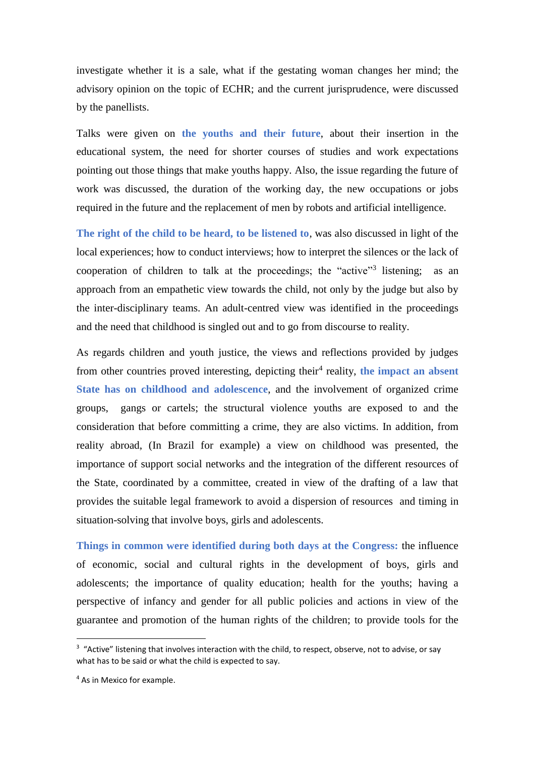investigate whether it is a sale, what if the gestating woman changes her mind; the advisory opinion on the topic of ECHR; and the current jurisprudence, were discussed by the panellists.

Talks were given on **the youths and their future**, about their insertion in the educational system, the need for shorter courses of studies and work expectations pointing out those things that make youths happy. Also, the issue regarding the future of work was discussed, the duration of the working day, the new occupations or jobs required in the future and the replacement of men by robots and artificial intelligence.

**The right of the child to be heard, to be listened to**, was also discussed in light of the local experiences; how to conduct interviews; how to interpret the silences or the lack of cooperation of children to talk at the proceedings; the "active"[3] listening; as an approach from an empathetic view towards the child, not only by the judge but also by the inter-disciplinary teams. An adult-centred view was identified in the proceedings and the need that childhood is singled out and to go from discourse to reality.

As regards children and youth justice, the views and reflections provided by judges from other countries proved interesting, depicting their[4] reality, **the impact an absent State has on childhood and adolescence**, and the involvement of organized crime groups, gangs or cartels; the structural violence youths are exposed to and the consideration that before committing a crime, they are also victims. In addition, from reality abroad, (In Brazil for example) a view on childhood was presented, the importance of support social networks and the integration of the different resources of the State, coordinated by a committee, created in view of the drafting of a law that provides the suitable legal framework to avoid a dispersion of resources and timing in situation-solving that involve boys, girls and adolescents.

**Things in common were identified during both days at the Congress:** the influence of economic, social and cultural rights in the development of boys, girls and adolescents; the importance of quality education; health for the youths; having a perspective of infancy and gender for all public policies and actions in view of the guarantee and promotion of the human rights of the children; to provide tools for the

---

[3] "Active" listening that involves interaction with the child, to respect, observe, not to advise, or say what has to be said or what the child is expected to say.

[4] As in Mexico for example.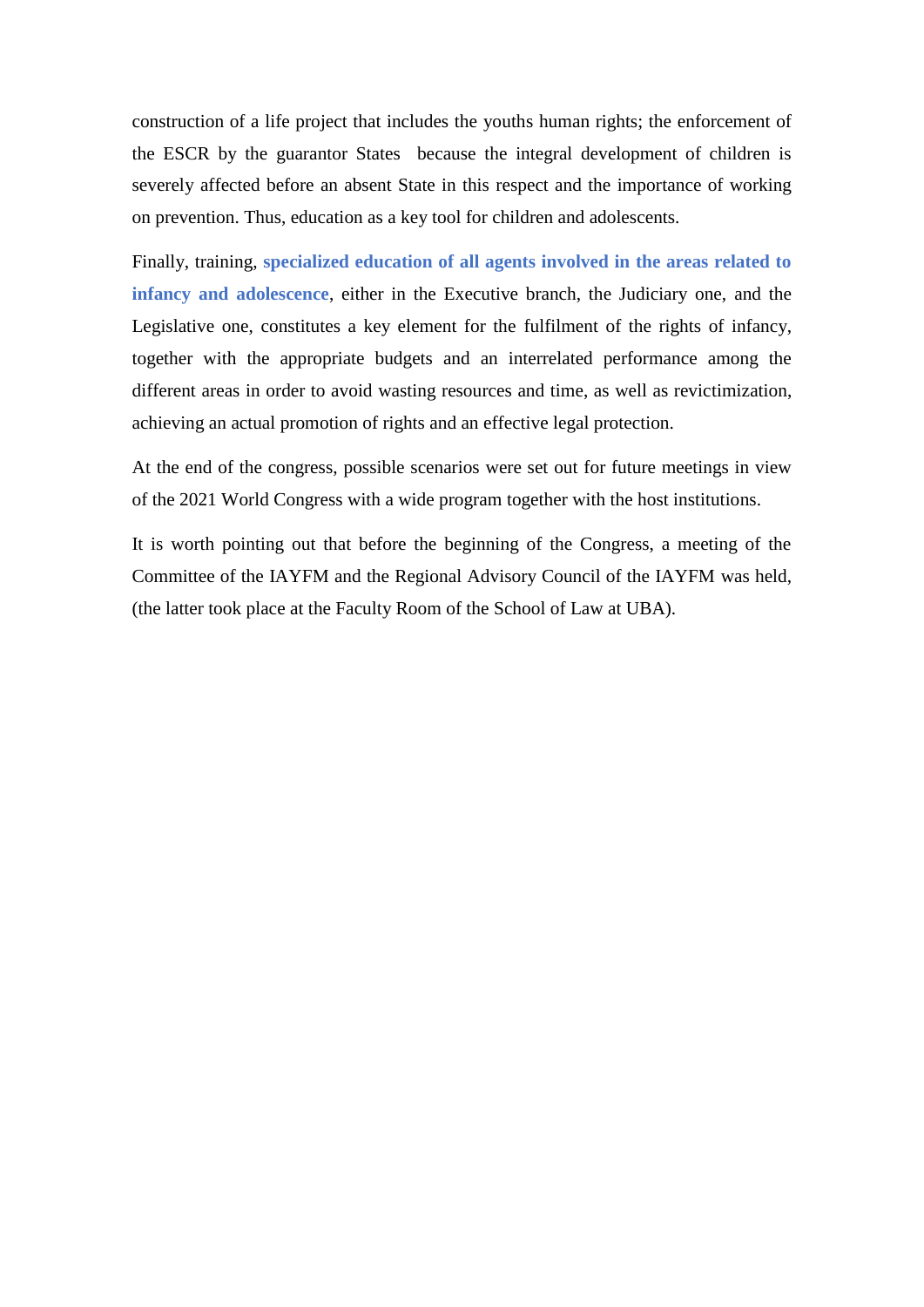construction of a life project that includes the youths human rights; the enforcement of the ESCR by the guarantor States because the integral development of children is severely affected before an absent State in this respect and the importance of working on prevention. Thus, education as a key tool for children and adolescents.

Finally, training, **specialized education of all agents involved in the areas related to infancy and adolescence**, either in the Executive branch, the Judiciary one, and the Legislative one, constitutes a key element for the fulfilment of the rights of infancy, together with the appropriate budgets and an interrelated performance among the different areas in order to avoid wasting resources and time, as well as revictimization, achieving an actual promotion of rights and an effective legal protection.

At the end of the congress, possible scenarios were set out for future meetings in view of the 2021 World Congress with a wide program together with the host institutions.

It is worth pointing out that before the beginning of the Congress, a meeting of the Committee of the IAYFM and the Regional Advisory Council of the IAYFM was held, (the latter took place at the Faculty Room of the School of Law at UBA).